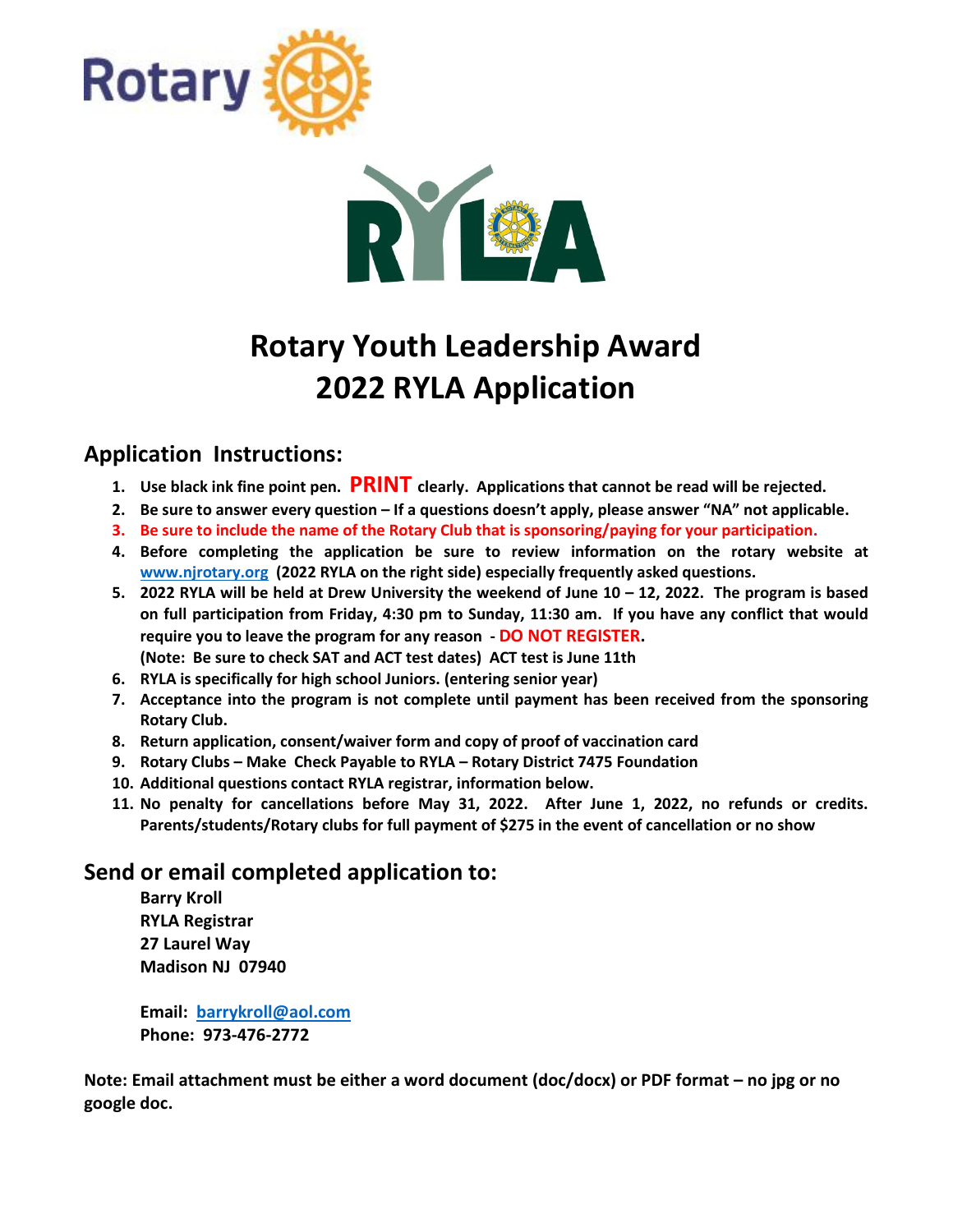# Rotary Youth Leadership Award
# 2022 RYLA Application

## Application Instructions:

1. **Use black ink fine point pen. PRINT clearly. Applications that cannot be read will be rejected.**
2. **Be sure to answer every question – If a questions doesn't apply, please answer "NA" not applicable.**
3. **Be sure to include the name of the Rotary Club that is sponsoring/paying for your participation.**
4. **Before completing the application be sure to review information on the rotary website at www.njrotary.org (2022 RYLA on the right side) especially frequently asked questions.**
5. **2022 RYLA will be held at Drew University the weekend of June 10 – 12, 2022. The program is based on full participation from Friday, 4:30 pm to Sunday, 11:30 am. If you have any conflict that would require you to leave the program for any reason - DO NOT REGISTER.**
   **(Note: Be sure to check SAT and ACT test dates) ACT test is June 11th**
6. **RYLA is specifically for high school Juniors. (entering senior year)**
7. **Acceptance into the program is not complete until payment has been received from the sponsoring Rotary Club.**
8. **Return application, consent/waiver form and copy of proof of vaccination card**
9. **Rotary Clubs – Make Check Payable to RYLA – Rotary District 7475 Foundation**
10. **Additional questions contact RYLA registrar, information below.**
11. **No penalty for cancellations before May 31, 2022. After June 1, 2022, no refunds or credits. Parents/students/Rotary clubs for full payment of $275 in the event of cancellation or no show**

## Send or email completed application to:

**Barry Kroll**
**RYLA Registrar**
**27 Laurel Way**
**Madison NJ 07940**

**Email: barrykroll@aol.com**
**Phone: 973-476-2772**

**Note: Email attachment must be either a word document (doc/docx) or PDF format – no jpg or no google doc.**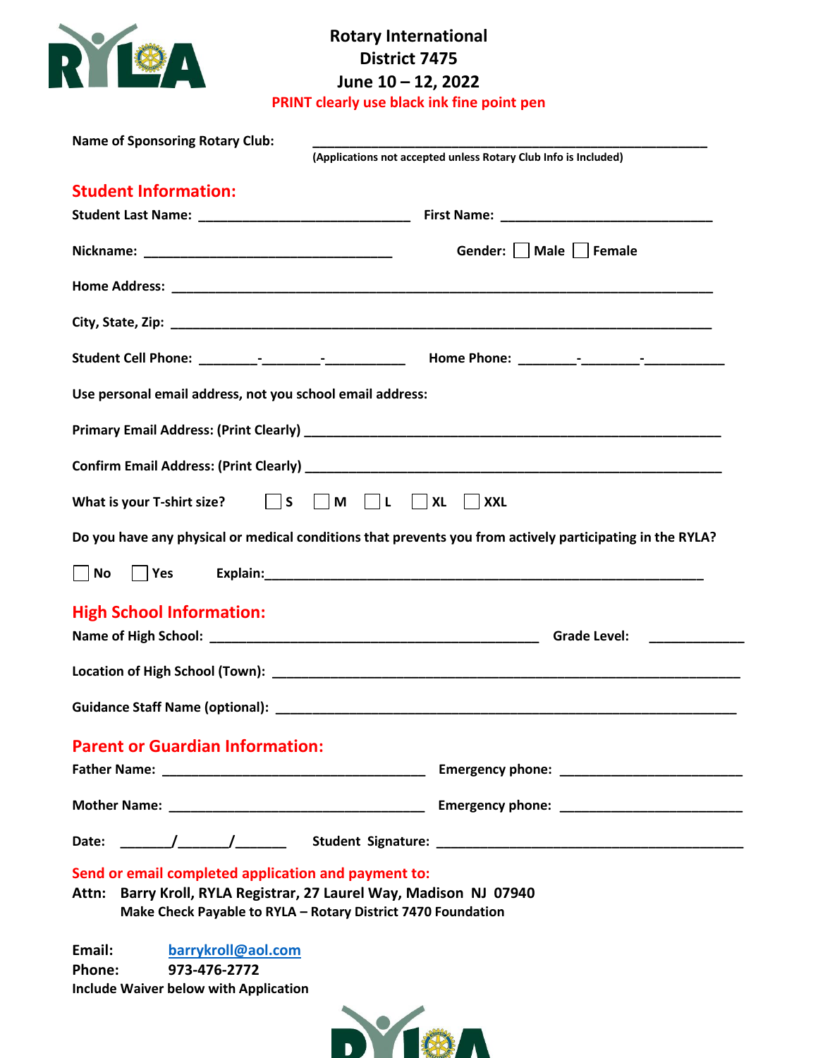# Rotary International
## District 7475
## June 10 – 12, 2022

**PRINT clearly use black ink fine point pen**

**Name of Sponsoring Rotary Club:** ________________________________________________________
(Applications not accepted unless Rotary Club Info is Included)

## Student Information:

**Student Last Name:** ______________________________ **First Name:** ______________________________

**Nickname:** ___________________________________ **Gender:** ☐ Male ☐ Female

**Home Address:** ____________________________________________________________________________

**City, State, Zip:** ____________________________________________________________________________

**Student Cell Phone:** ________-________-___________ **Home Phone:** ________-________-___________

**Use personal email address, not you school email address:**

**Primary Email Address: (Print Clearly)** ____________________________________________________________

**Confirm Email Address: (Print Clearly)** ____________________________________________________________

**What is your T-shirt size?** ☐ S ☐ M ☐ L ☐ XL ☐ XXL

**Do you have any physical or medical conditions that prevents you from actively participating in the RYLA?**

☐ No ☐ Yes **Explain:**______________________________________________________________

## High School Information:

**Name of High School:** _______________________________________________ **Grade Level:** _____________

**Location of High School (Town):** ____________________________________________________________________

**Guidance Staff Name (optional):** ____________________________________________________________________

## Parent or Guardian Information:

**Father Name:** ______________________________________ **Emergency phone:** __________________________

**Mother Name:** _____________________________________ **Emergency phone:** __________________________

**Date:** _______/_______/_______ **Student Signature:** _____________________________________________

**Send or email completed application and payment to:**

**Attn: Barry Kroll, RYLA Registrar, 27 Laurel Way, Madison NJ 07940**
**Make Check Payable to RYLA – Rotary District 7470 Foundation**

**Email:** barrykroll@aol.com
**Phone:** 973-476-2772
**Include Waiver below with Application**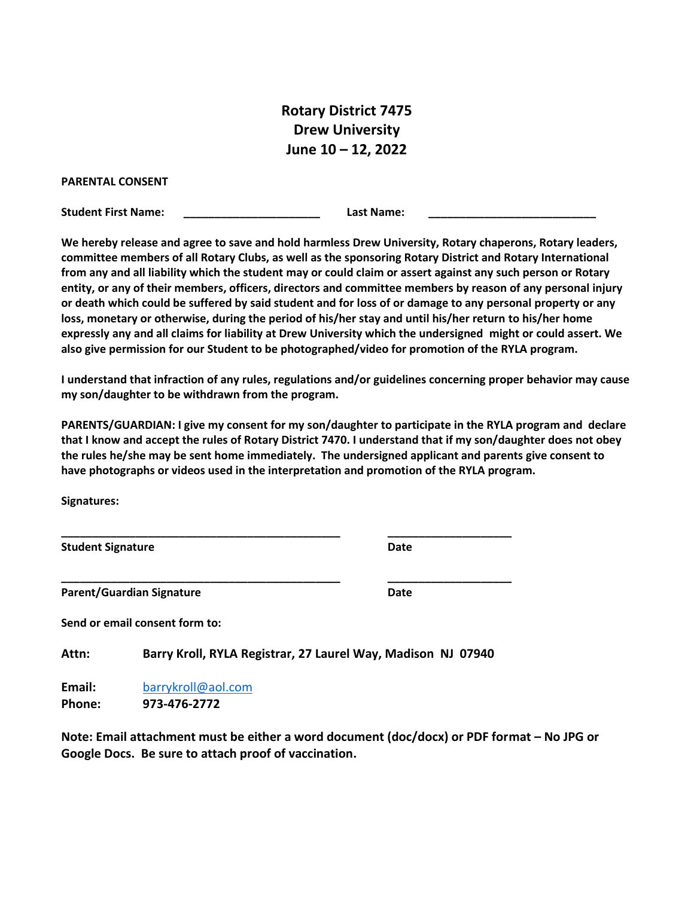# Rotary District 7475
# Drew University
# June 10 – 12, 2022

**PARENTAL CONSENT**

**Student First Name:** ______________________ **Last Name:** ___________________________

**We hereby release and agree to save and hold harmless Drew University, Rotary chaperons, Rotary leaders, committee members of all Rotary Clubs, as well as the sponsoring Rotary District and Rotary International from any and all liability which the student may or could claim or assert against any such person or Rotary entity, or any of their members, officers, directors and committee members by reason of any personal injury or death which could be suffered by said student and for loss of or damage to any personal property or any loss, monetary or otherwise, during the period of his/her stay and until his/her return to his/her home expressly any and all claims for liability at Drew University which the undersigned might or could assert. We also give permission for our Student to be photographed/video for promotion of the RYLA program.**

**I understand that infraction of any rules, regulations and/or guidelines concerning proper behavior may cause my son/daughter to be withdrawn from the program.**

**PARENTS/GUARDIAN: I give my consent for my son/daughter to participate in the RYLA program and declare that I know and accept the rules of Rotary District 7470. I understand that if my son/daughter does not obey the rules he/she may be sent home immediately. The undersigned applicant and parents give consent to have photographs or videos used in the interpretation and promotion of the RYLA program.**

**Signatures:**

_____________________________________________ ____________________

**Student Signature** **Date**

_____________________________________________ ____________________

**Parent/Guardian Signature** **Date**

**Send or email consent form to:**

**Attn:** **Barry Kroll, RYLA Registrar, 27 Laurel Way, Madison NJ 07940**

**Email:** barrykroll@aol.com
**Phone:** **973-476-2772**

**Note: Email attachment must be either a word document (doc/docx) or PDF format – No JPG or Google Docs. Be sure to attach proof of vaccination.**